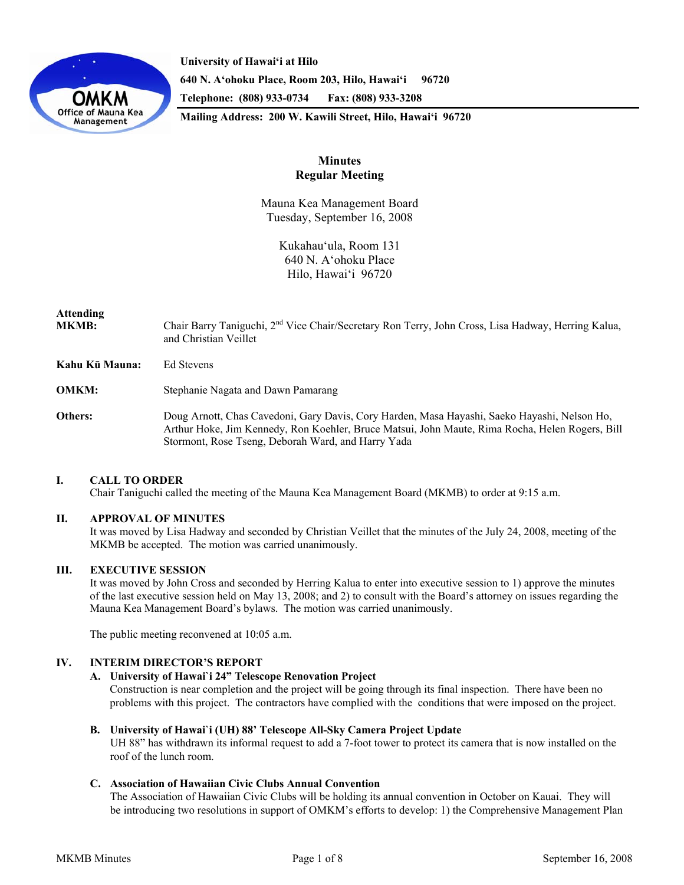University of Hawai'i at Hilo
640 N. A'ohoku Place, Room 203, Hilo, Hawai'i 96720
Telephone: (808) 933-0734 Fax: (808) 933-3208
Mailing Address: 200 W. Kawili Street, Hilo, Hawai'i 96720

# Minutes
## Regular Meeting

Mauna Kea Management Board
Tuesday, September 16, 2008

Kukahau'ula, Room 131
640 N. A'ohoku Place
Hilo, Hawai'i 96720

**Attending**

**MKMB:** Chair Barry Taniguchi, 2nd Vice Chair/Secretary Ron Terry, John Cross, Lisa Hadway, Herring Kalua, and Christian Veillet

**Kahu Kū Mauna:** Ed Stevens

**OMKM:** Stephanie Nagata and Dawn Pamarang

**Others:** Doug Arnott, Chas Cavedoni, Gary Davis, Cory Harden, Masa Hayashi, Saeko Hayashi, Nelson Ho, Arthur Hoke, Jim Kennedy, Ron Koehler, Bruce Matsui, John Maute, Rima Rocha, Helen Rogers, Bill Stormont, Rose Tseng, Deborah Ward, and Harry Yada

### I. CALL TO ORDER

Chair Taniguchi called the meeting of the Mauna Kea Management Board (MKMB) to order at 9:15 a.m.

### II. APPROVAL OF MINUTES

It was moved by Lisa Hadway and seconded by Christian Veillet that the minutes of the July 24, 2008, meeting of the MKMB be accepted. The motion was carried unanimously.

### III. EXECUTIVE SESSION

It was moved by John Cross and seconded by Herring Kalua to enter into executive session to 1) approve the minutes of the last executive session held on May 13, 2008; and 2) to consult with the Board's attorney on issues regarding the Mauna Kea Management Board's bylaws. The motion was carried unanimously.

The public meeting reconvened at 10:05 a.m.

### IV. INTERIM DIRECTOR'S REPORT

**A. University of Hawai`i 24" Telescope Renovation Project**

Construction is near completion and the project will be going through its final inspection. There have been no problems with this project. The contractors have complied with the conditions that were imposed on the project.

**B. University of Hawai`i (UH) 88' Telescope All-Sky Camera Project Update**

UH 88" has withdrawn its informal request to add a 7-foot tower to protect its camera that is now installed on the roof of the lunch room.

**C. Association of Hawaiian Civic Clubs Annual Convention**

The Association of Hawaiian Civic Clubs will be holding its annual convention in October on Kauai. They will be introducing two resolutions in support of OMKM's efforts to develop: 1) the Comprehensive Management Plan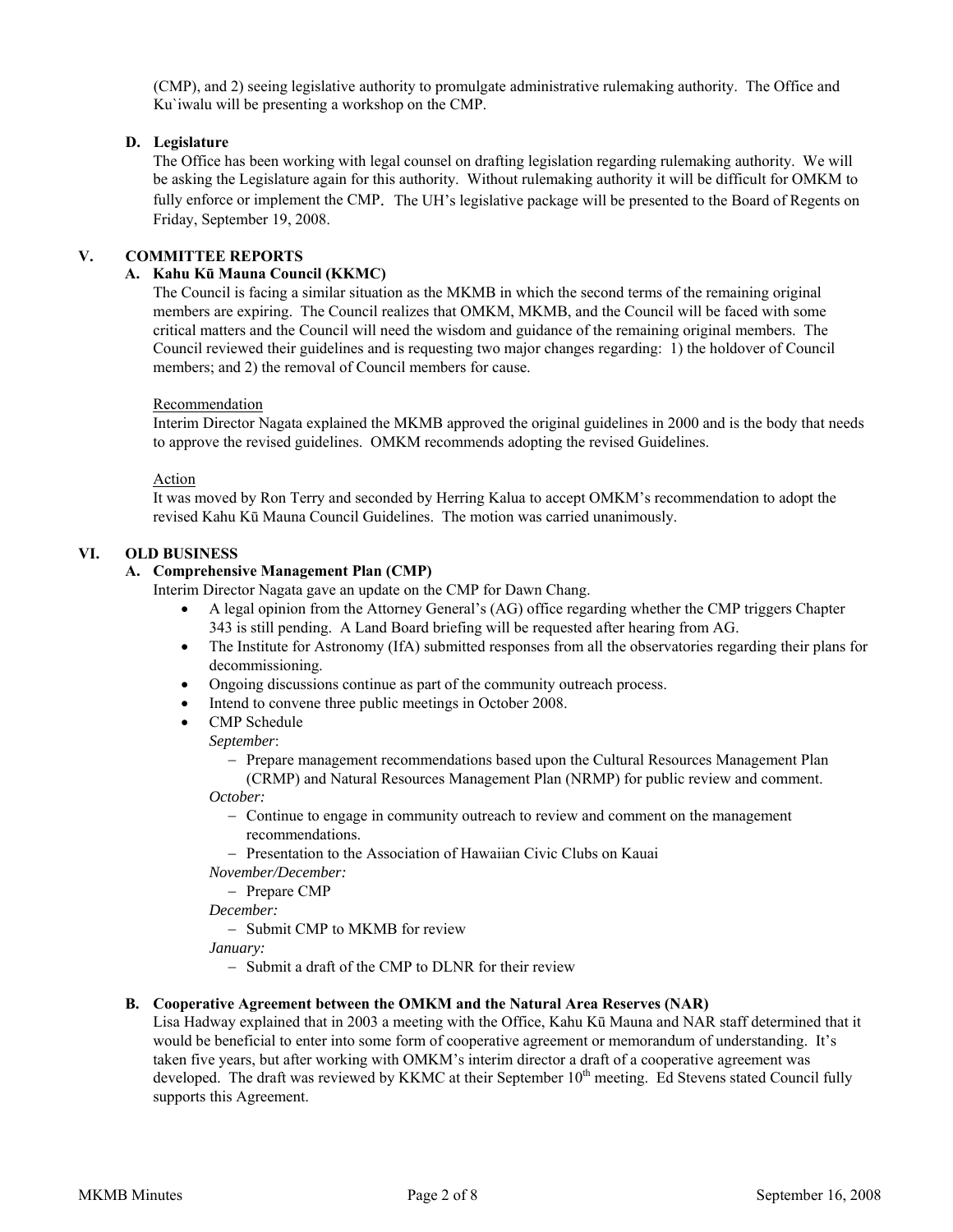(CMP), and 2) seeing legislative authority to promulgate administrative rulemaking authority. The Office and Ku`iwalu will be presenting a workshop on the CMP.

**D. Legislature**

The Office has been working with legal counsel on drafting legislation regarding rulemaking authority. We will be asking the Legislature again for this authority. Without rulemaking authority it will be difficult for OMKM to fully enforce or implement the CMP. The UH's legislative package will be presented to the Board of Regents on Friday, September 19, 2008.

## V. COMMITTEE REPORTS

### A. Kahu Kū Mauna Council (KKMC)

The Council is facing a similar situation as the MKMB in which the second terms of the remaining original members are expiring. The Council realizes that OMKM, MKMB, and the Council will be faced with some critical matters and the Council will need the wisdom and guidance of the remaining original members. The Council reviewed their guidelines and is requesting two major changes regarding: 1) the holdover of Council members; and 2) the removal of Council members for cause.

Recommendation

Interim Director Nagata explained the MKMB approved the original guidelines in 2000 and is the body that needs to approve the revised guidelines. OMKM recommends adopting the revised Guidelines.

Action

It was moved by Ron Terry and seconded by Herring Kalua to accept OMKM's recommendation to adopt the revised Kahu Kū Mauna Council Guidelines. The motion was carried unanimously.

## VI. OLD BUSINESS

### A. Comprehensive Management Plan (CMP)

Interim Director Nagata gave an update on the CMP for Dawn Chang.

- A legal opinion from the Attorney General's (AG) office regarding whether the CMP triggers Chapter 343 is still pending. A Land Board briefing will be requested after hearing from AG.
- The Institute for Astronomy (IfA) submitted responses from all the observatories regarding their plans for decommissioning.
- Ongoing discussions continue as part of the community outreach process.
- Intend to convene three public meetings in October 2008.
- CMP Schedule

  *September*:
  - Prepare management recommendations based upon the Cultural Resources Management Plan (CRMP) and Natural Resources Management Plan (NRMP) for public review and comment.

  *October:*
  - Continue to engage in community outreach to review and comment on the management recommendations.
  - Presentation to the Association of Hawaiian Civic Clubs on Kauai

  *November/December:*
  - Prepare CMP

  *December:*
  - Submit CMP to MKMB for review

  *January:*
  - Submit a draft of the CMP to DLNR for their review

### B. Cooperative Agreement between the OMKM and the Natural Area Reserves (NAR)

Lisa Hadway explained that in 2003 a meeting with the Office, Kahu Kū Mauna and NAR staff determined that it would be beneficial to enter into some form of cooperative agreement or memorandum of understanding. It's taken five years, but after working with OMKM's interim director a draft of a cooperative agreement was developed. The draft was reviewed by KKMC at their September 10th meeting. Ed Stevens stated Council fully supports this Agreement.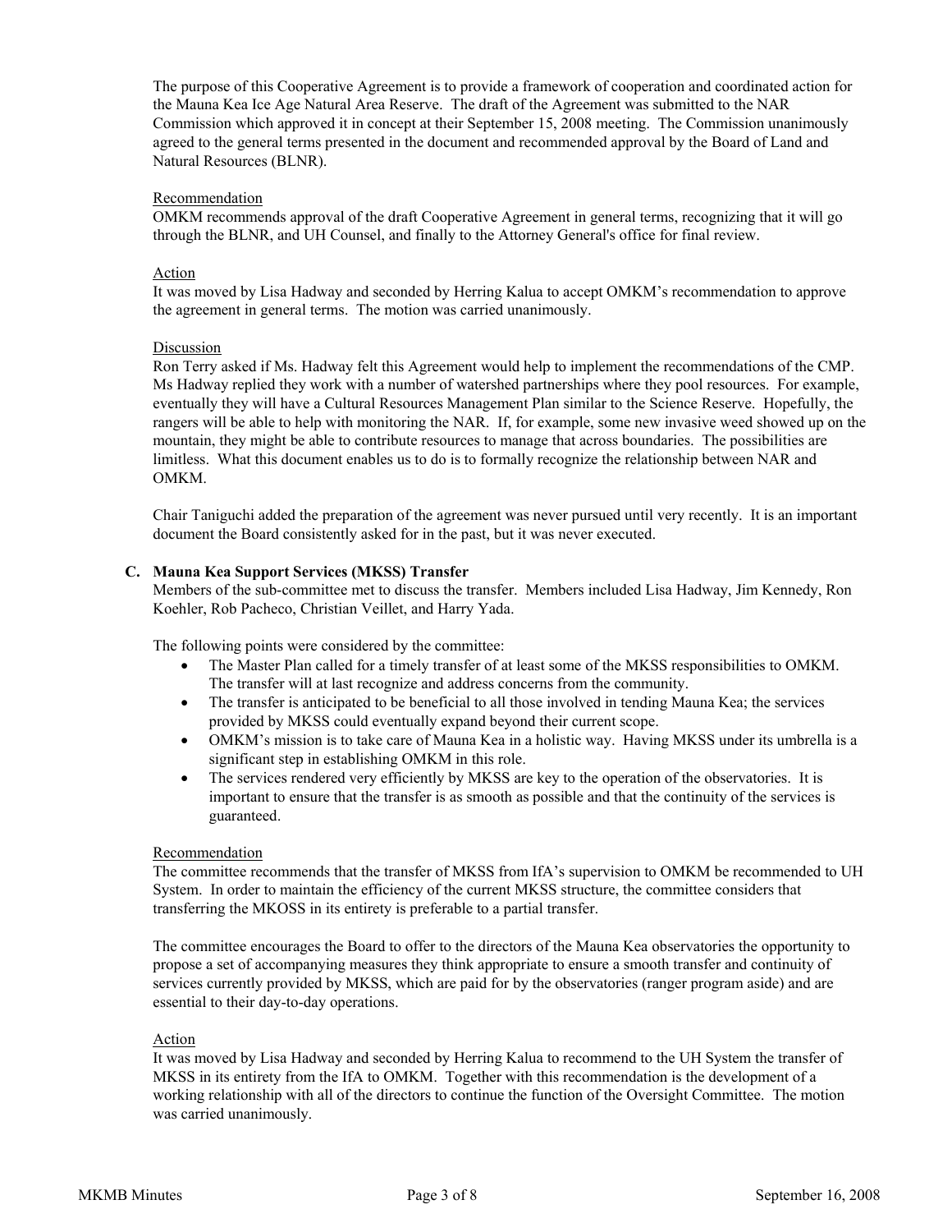The purpose of this Cooperative Agreement is to provide a framework of cooperation and coordinated action for the Mauna Kea Ice Age Natural Area Reserve. The draft of the Agreement was submitted to the NAR Commission which approved it in concept at their September 15, 2008 meeting. The Commission unanimously agreed to the general terms presented in the document and recommended approval by the Board of Land and Natural Resources (BLNR).

Recommendation
OMKM recommends approval of the draft Cooperative Agreement in general terms, recognizing that it will go through the BLNR, and UH Counsel, and finally to the Attorney General's office for final review.

Action
It was moved by Lisa Hadway and seconded by Herring Kalua to accept OMKM's recommendation to approve the agreement in general terms. The motion was carried unanimously.

Discussion
Ron Terry asked if Ms. Hadway felt this Agreement would help to implement the recommendations of the CMP. Ms Hadway replied they work with a number of watershed partnerships where they pool resources. For example, eventually they will have a Cultural Resources Management Plan similar to the Science Reserve. Hopefully, the rangers will be able to help with monitoring the NAR. If, for example, some new invasive weed showed up on the mountain, they might be able to contribute resources to manage that across boundaries. The possibilities are limitless. What this document enables us to do is to formally recognize the relationship between NAR and OMKM.

Chair Taniguchi added the preparation of the agreement was never pursued until very recently. It is an important document the Board consistently asked for in the past, but it was never executed.

**C. Mauna Kea Support Services (MKSS) Transfer**

Members of the sub-committee met to discuss the transfer. Members included Lisa Hadway, Jim Kennedy, Ron Koehler, Rob Pacheco, Christian Veillet, and Harry Yada.

The following points were considered by the committee:

- The Master Plan called for a timely transfer of at least some of the MKSS responsibilities to OMKM. The transfer will at last recognize and address concerns from the community.
- The transfer is anticipated to be beneficial to all those involved in tending Mauna Kea; the services provided by MKSS could eventually expand beyond their current scope.
- OMKM's mission is to take care of Mauna Kea in a holistic way. Having MKSS under its umbrella is a significant step in establishing OMKM in this role.
- The services rendered very efficiently by MKSS are key to the operation of the observatories. It is important to ensure that the transfer is as smooth as possible and that the continuity of the services is guaranteed.

Recommendation
The committee recommends that the transfer of MKSS from IfA's supervision to OMKM be recommended to UH System. In order to maintain the efficiency of the current MKSS structure, the committee considers that transferring the MKOSS in its entirety is preferable to a partial transfer.

The committee encourages the Board to offer to the directors of the Mauna Kea observatories the opportunity to propose a set of accompanying measures they think appropriate to ensure a smooth transfer and continuity of services currently provided by MKSS, which are paid for by the observatories (ranger program aside) and are essential to their day-to-day operations.

Action
It was moved by Lisa Hadway and seconded by Herring Kalua to recommend to the UH System the transfer of MKSS in its entirety from the IfA to OMKM. Together with this recommendation is the development of a working relationship with all of the directors to continue the function of the Oversight Committee. The motion was carried unanimously.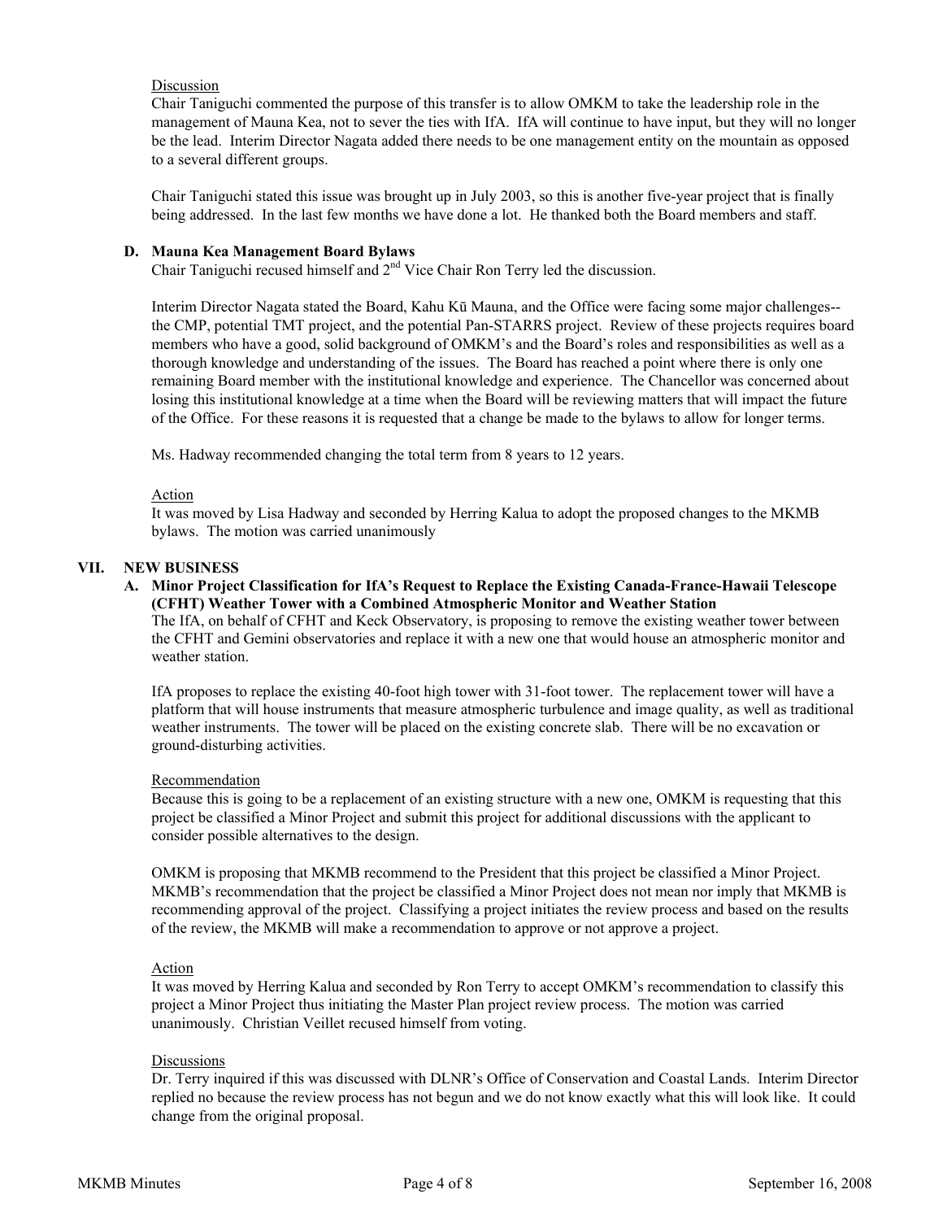Discussion

Chair Taniguchi commented the purpose of this transfer is to allow OMKM to take the leadership role in the management of Mauna Kea, not to sever the ties with IfA. IfA will continue to have input, but they will no longer be the lead. Interim Director Nagata added there needs to be one management entity on the mountain as opposed to a several different groups.

Chair Taniguchi stated this issue was brought up in July 2003, so this is another five-year project that is finally being addressed. In the last few months we have done a lot. He thanked both the Board members and staff.

### D. Mauna Kea Management Board Bylaws

Chair Taniguchi recused himself and 2nd Vice Chair Ron Terry led the discussion.

Interim Director Nagata stated the Board, Kahu Kū Mauna, and the Office were facing some major challenges--the CMP, potential TMT project, and the potential Pan-STARRS project. Review of these projects requires board members who have a good, solid background of OMKM's and the Board's roles and responsibilities as well as a thorough knowledge and understanding of the issues. The Board has reached a point where there is only one remaining Board member with the institutional knowledge and experience. The Chancellor was concerned about losing this institutional knowledge at a time when the Board will be reviewing matters that will impact the future of the Office. For these reasons it is requested that a change be made to the bylaws to allow for longer terms.

Ms. Hadway recommended changing the total term from 8 years to 12 years.

Action

It was moved by Lisa Hadway and seconded by Herring Kalua to adopt the proposed changes to the MKMB bylaws. The motion was carried unanimously

## VII. NEW BUSINESS

### A. Minor Project Classification for IfA's Request to Replace the Existing Canada-France-Hawaii Telescope (CFHT) Weather Tower with a Combined Atmospheric Monitor and Weather Station

The IfA, on behalf of CFHT and Keck Observatory, is proposing to remove the existing weather tower between the CFHT and Gemini observatories and replace it with a new one that would house an atmospheric monitor and weather station.

IfA proposes to replace the existing 40-foot high tower with 31-foot tower. The replacement tower will have a platform that will house instruments that measure atmospheric turbulence and image quality, as well as traditional weather instruments. The tower will be placed on the existing concrete slab. There will be no excavation or ground-disturbing activities.

Recommendation

Because this is going to be a replacement of an existing structure with a new one, OMKM is requesting that this project be classified a Minor Project and submit this project for additional discussions with the applicant to consider possible alternatives to the design.

OMKM is proposing that MKMB recommend to the President that this project be classified a Minor Project. MKMB's recommendation that the project be classified a Minor Project does not mean nor imply that MKMB is recommending approval of the project. Classifying a project initiates the review process and based on the results of the review, the MKMB will make a recommendation to approve or not approve a project.

Action

It was moved by Herring Kalua and seconded by Ron Terry to accept OMKM's recommendation to classify this project a Minor Project thus initiating the Master Plan project review process. The motion was carried unanimously. Christian Veillet recused himself from voting.

Discussions

Dr. Terry inquired if this was discussed with DLNR's Office of Conservation and Coastal Lands. Interim Director replied no because the review process has not begun and we do not know exactly what this will look like. It could change from the original proposal.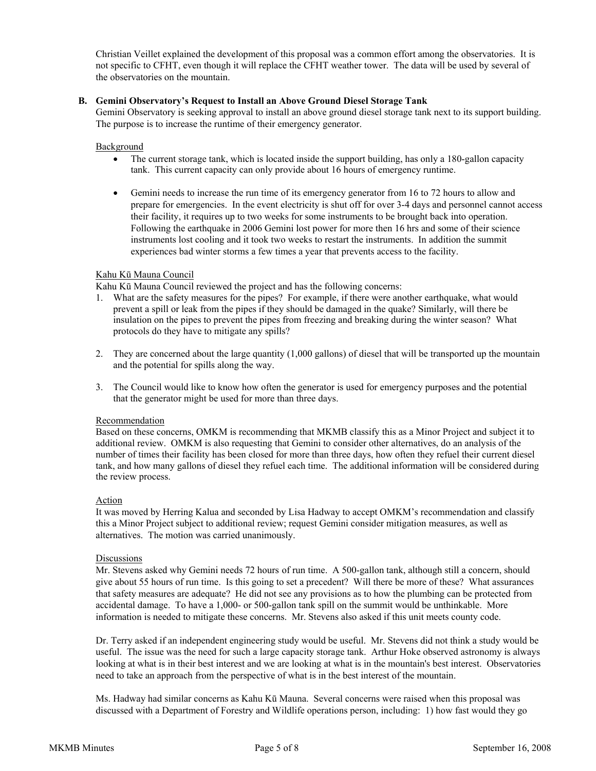Christian Veillet explained the development of this proposal was a common effort among the observatories. It is not specific to CFHT, even though it will replace the CFHT weather tower. The data will be used by several of the observatories on the mountain.

### B. Gemini Observatory's Request to Install an Above Ground Diesel Storage Tank

Gemini Observatory is seeking approval to install an above ground diesel storage tank next to its support building. The purpose is to increase the runtime of their emergency generator.

Background

- The current storage tank, which is located inside the support building, has only a 180-gallon capacity tank. This current capacity can only provide about 16 hours of emergency runtime.
- Gemini needs to increase the run time of its emergency generator from 16 to 72 hours to allow and prepare for emergencies. In the event electricity is shut off for over 3-4 days and personnel cannot access their facility, it requires up to two weeks for some instruments to be brought back into operation. Following the earthquake in 2006 Gemini lost power for more then 16 hrs and some of their science instruments lost cooling and it took two weeks to restart the instruments. In addition the summit experiences bad winter storms a few times a year that prevents access to the facility.

Kahu Kū Mauna Council

Kahu Kū Mauna Council reviewed the project and has the following concerns:

1. What are the safety measures for the pipes? For example, if there were another earthquake, what would prevent a spill or leak from the pipes if they should be damaged in the quake? Similarly, will there be insulation on the pipes to prevent the pipes from freezing and breaking during the winter season? What protocols do they have to mitigate any spills?
2. They are concerned about the large quantity (1,000 gallons) of diesel that will be transported up the mountain and the potential for spills along the way.
3. The Council would like to know how often the generator is used for emergency purposes and the potential that the generator might be used for more than three days.

Recommendation

Based on these concerns, OMKM is recommending that MKMB classify this as a Minor Project and subject it to additional review. OMKM is also requesting that Gemini to consider other alternatives, do an analysis of the number of times their facility has been closed for more than three days, how often they refuel their current diesel tank, and how many gallons of diesel they refuel each time. The additional information will be considered during the review process.

Action

It was moved by Herring Kalua and seconded by Lisa Hadway to accept OMKM's recommendation and classify this a Minor Project subject to additional review; request Gemini consider mitigation measures, as well as alternatives. The motion was carried unanimously.

Discussions

Mr. Stevens asked why Gemini needs 72 hours of run time. A 500-gallon tank, although still a concern, should give about 55 hours of run time. Is this going to set a precedent? Will there be more of these? What assurances that safety measures are adequate? He did not see any provisions as to how the plumbing can be protected from accidental damage. To have a 1,000- or 500-gallon tank spill on the summit would be unthinkable. More information is needed to mitigate these concerns. Mr. Stevens also asked if this unit meets county code.

Dr. Terry asked if an independent engineering study would be useful. Mr. Stevens did not think a study would be useful. The issue was the need for such a large capacity storage tank. Arthur Hoke observed astronomy is always looking at what is in their best interest and we are looking at what is in the mountain's best interest. Observatories need to take an approach from the perspective of what is in the best interest of the mountain.

Ms. Hadway had similar concerns as Kahu Kū Mauna. Several concerns were raised when this proposal was discussed with a Department of Forestry and Wildlife operations person, including: 1) how fast would they go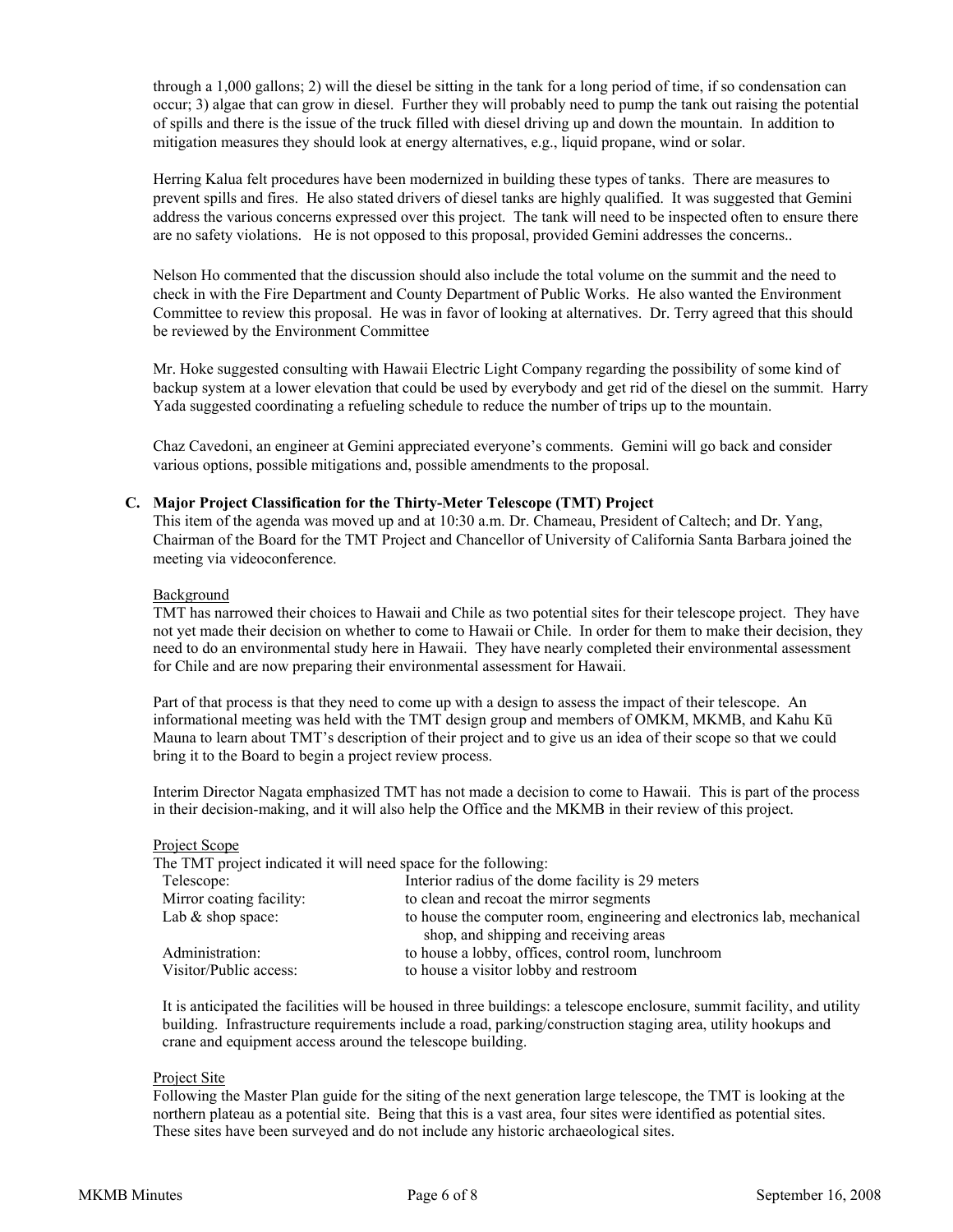through a 1,000 gallons; 2) will the diesel be sitting in the tank for a long period of time, if so condensation can occur; 3) algae that can grow in diesel. Further they will probably need to pump the tank out raising the potential of spills and there is the issue of the truck filled with diesel driving up and down the mountain. In addition to mitigation measures they should look at energy alternatives, e.g., liquid propane, wind or solar.

Herring Kalua felt procedures have been modernized in building these types of tanks. There are measures to prevent spills and fires. He also stated drivers of diesel tanks are highly qualified. It was suggested that Gemini address the various concerns expressed over this project. The tank will need to be inspected often to ensure there are no safety violations. He is not opposed to this proposal, provided Gemini addresses the concerns..

Nelson Ho commented that the discussion should also include the total volume on the summit and the need to check in with the Fire Department and County Department of Public Works. He also wanted the Environment Committee to review this proposal. He was in favor of looking at alternatives. Dr. Terry agreed that this should be reviewed by the Environment Committee

Mr. Hoke suggested consulting with Hawaii Electric Light Company regarding the possibility of some kind of backup system at a lower elevation that could be used by everybody and get rid of the diesel on the summit. Harry Yada suggested coordinating a refueling schedule to reduce the number of trips up to the mountain.

Chaz Cavedoni, an engineer at Gemini appreciated everyone's comments. Gemini will go back and consider various options, possible mitigations and, possible amendments to the proposal.

**C. Major Project Classification for the Thirty-Meter Telescope (TMT) Project**

This item of the agenda was moved up and at 10:30 a.m. Dr. Chameau, President of Caltech; and Dr. Yang, Chairman of the Board for the TMT Project and Chancellor of University of California Santa Barbara joined the meeting via videoconference.

Background

TMT has narrowed their choices to Hawaii and Chile as two potential sites for their telescope project. They have not yet made their decision on whether to come to Hawaii or Chile. In order for them to make their decision, they need to do an environmental study here in Hawaii. They have nearly completed their environmental assessment for Chile and are now preparing their environmental assessment for Hawaii.

Part of that process is that they need to come up with a design to assess the impact of their telescope. An informational meeting was held with the TMT design group and members of OMKM, MKMB, and Kahu Kū Mauna to learn about TMT's description of their project and to give us an idea of their scope so that we could bring it to the Board to begin a project review process.

Interim Director Nagata emphasized TMT has not made a decision to come to Hawaii. This is part of the process in their decision-making, and it will also help the Office and the MKMB in their review of this project.

Project Scope

The TMT project indicated it will need space for the following:

| | |
|---|---|
| Telescope: | Interior radius of the dome facility is 29 meters |
| Mirror coating facility: | to clean and recoat the mirror segments |
| Lab & shop space: | to house the computer room, engineering and electronics lab, mechanical shop, and shipping and receiving areas |
| Administration: | to house a lobby, offices, control room, lunchroom |
| Visitor/Public access: | to house a visitor lobby and restroom |

It is anticipated the facilities will be housed in three buildings: a telescope enclosure, summit facility, and utility building. Infrastructure requirements include a road, parking/construction staging area, utility hookups and crane and equipment access around the telescope building.

Project Site

Following the Master Plan guide for the siting of the next generation large telescope, the TMT is looking at the northern plateau as a potential site. Being that this is a vast area, four sites were identified as potential sites. These sites have been surveyed and do not include any historic archaeological sites.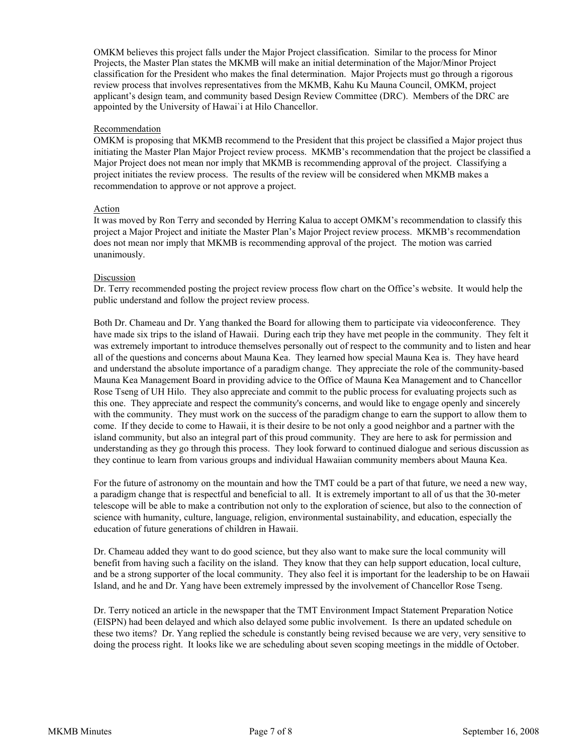OMKM believes this project falls under the Major Project classification. Similar to the process for Minor Projects, the Master Plan states the MKMB will make an initial determination of the Major/Minor Project classification for the President who makes the final determination. Major Projects must go through a rigorous review process that involves representatives from the MKMB, Kahu Ku Mauna Council, OMKM, project applicant's design team, and community based Design Review Committee (DRC). Members of the DRC are appointed by the University of Hawai`i at Hilo Chancellor.

Recommendation

OMKM is proposing that MKMB recommend to the President that this project be classified a Major project thus initiating the Master Plan Major Project review process. MKMB's recommendation that the project be classified a Major Project does not mean nor imply that MKMB is recommending approval of the project. Classifying a project initiates the review process. The results of the review will be considered when MKMB makes a recommendation to approve or not approve a project.

Action

It was moved by Ron Terry and seconded by Herring Kalua to accept OMKM's recommendation to classify this project a Major Project and initiate the Master Plan's Major Project review process. MKMB's recommendation does not mean nor imply that MKMB is recommending approval of the project. The motion was carried unanimously.

Discussion

Dr. Terry recommended posting the project review process flow chart on the Office's website. It would help the public understand and follow the project review process.

Both Dr. Chameau and Dr. Yang thanked the Board for allowing them to participate via videoconference. They have made six trips to the island of Hawaii. During each trip they have met people in the community. They felt it was extremely important to introduce themselves personally out of respect to the community and to listen and hear all of the questions and concerns about Mauna Kea. They learned how special Mauna Kea is. They have heard and understand the absolute importance of a paradigm change. They appreciate the role of the community-based Mauna Kea Management Board in providing advice to the Office of Mauna Kea Management and to Chancellor Rose Tseng of UH Hilo. They also appreciate and commit to the public process for evaluating projects such as this one. They appreciate and respect the community's concerns, and would like to engage openly and sincerely with the community. They must work on the success of the paradigm change to earn the support to allow them to come. If they decide to come to Hawaii, it is their desire to be not only a good neighbor and a partner with the island community, but also an integral part of this proud community. They are here to ask for permission and understanding as they go through this process. They look forward to continued dialogue and serious discussion as they continue to learn from various groups and individual Hawaiian community members about Mauna Kea.

For the future of astronomy on the mountain and how the TMT could be a part of that future, we need a new way, a paradigm change that is respectful and beneficial to all. It is extremely important to all of us that the 30-meter telescope will be able to make a contribution not only to the exploration of science, but also to the connection of science with humanity, culture, language, religion, environmental sustainability, and education, especially the education of future generations of children in Hawaii.

Dr. Chameau added they want to do good science, but they also want to make sure the local community will benefit from having such a facility on the island. They know that they can help support education, local culture, and be a strong supporter of the local community. They also feel it is important for the leadership to be on Hawaii Island, and he and Dr. Yang have been extremely impressed by the involvement of Chancellor Rose Tseng.

Dr. Terry noticed an article in the newspaper that the TMT Environment Impact Statement Preparation Notice (EISPN) had been delayed and which also delayed some public involvement. Is there an updated schedule on these two items? Dr. Yang replied the schedule is constantly being revised because we are very, very sensitive to doing the process right. It looks like we are scheduling about seven scoping meetings in the middle of October.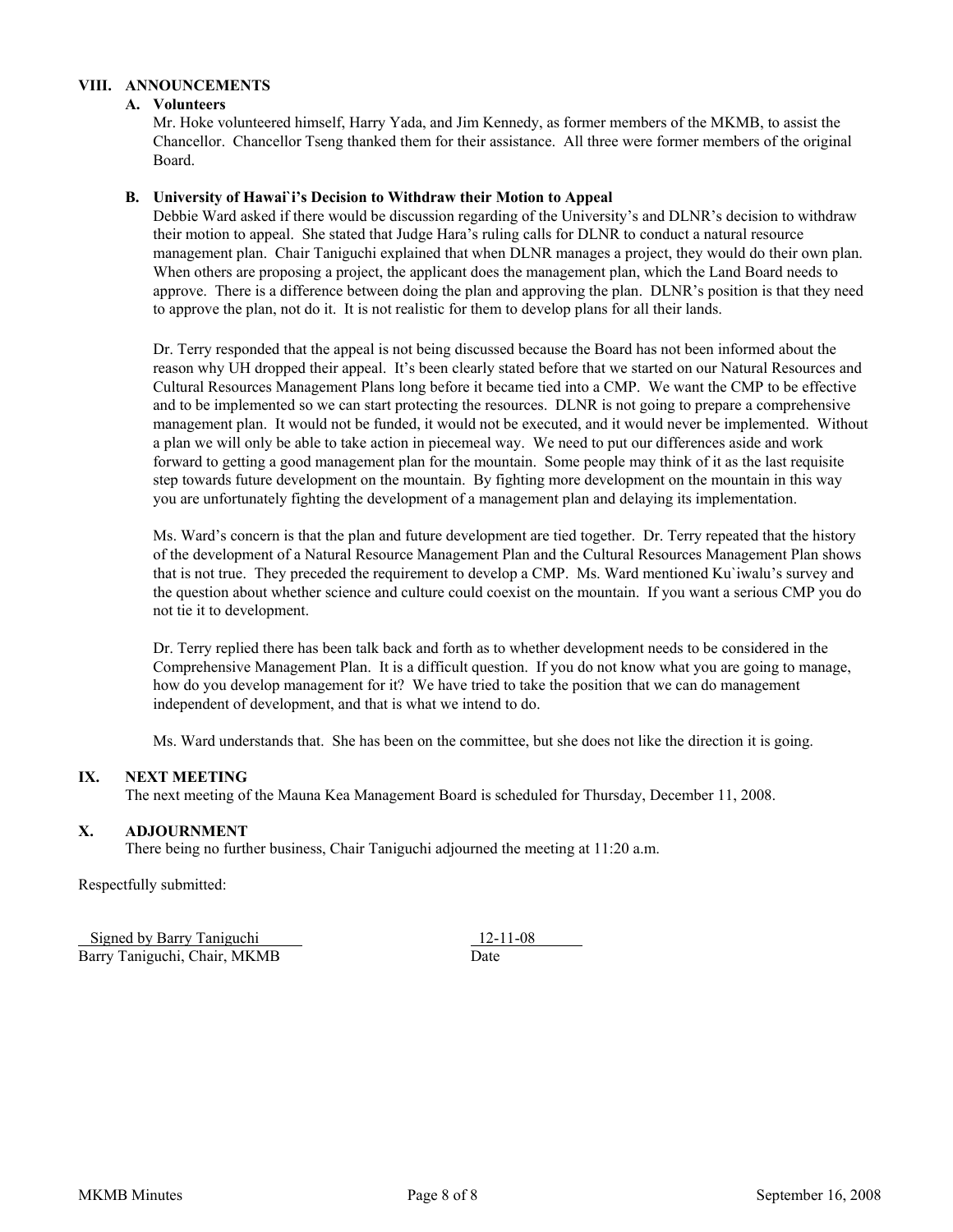## VIII. ANNOUNCEMENTS

### A. Volunteers

Mr. Hoke volunteered himself, Harry Yada, and Jim Kennedy, as former members of the MKMB, to assist the Chancellor. Chancellor Tseng thanked them for their assistance. All three were former members of the original Board.

### B. University of Hawai`i's Decision to Withdraw their Motion to Appeal

Debbie Ward asked if there would be discussion regarding of the University's and DLNR's decision to withdraw their motion to appeal. She stated that Judge Hara's ruling calls for DLNR to conduct a natural resource management plan. Chair Taniguchi explained that when DLNR manages a project, they would do their own plan. When others are proposing a project, the applicant does the management plan, which the Land Board needs to approve. There is a difference between doing the plan and approving the plan. DLNR's position is that they need to approve the plan, not do it. It is not realistic for them to develop plans for all their lands.

Dr. Terry responded that the appeal is not being discussed because the Board has not been informed about the reason why UH dropped their appeal. It's been clearly stated before that we started on our Natural Resources and Cultural Resources Management Plans long before it became tied into a CMP. We want the CMP to be effective and to be implemented so we can start protecting the resources. DLNR is not going to prepare a comprehensive management plan. It would not be funded, it would not be executed, and it would never be implemented. Without a plan we will only be able to take action in piecemeal way. We need to put our differences aside and work forward to getting a good management plan for the mountain. Some people may think of it as the last requisite step towards future development on the mountain. By fighting more development on the mountain in this way you are unfortunately fighting the development of a management plan and delaying its implementation.

Ms. Ward's concern is that the plan and future development are tied together. Dr. Terry repeated that the history of the development of a Natural Resource Management Plan and the Cultural Resources Management Plan shows that is not true. They preceded the requirement to develop a CMP. Ms. Ward mentioned Ku`iwalu's survey and the question about whether science and culture could coexist on the mountain. If you want a serious CMP you do not tie it to development.

Dr. Terry replied there has been talk back and forth as to whether development needs to be considered in the Comprehensive Management Plan. It is a difficult question. If you do not know what you are going to manage, how do you develop management for it? We have tried to take the position that we can do management independent of development, and that is what we intend to do.

Ms. Ward understands that. She has been on the committee, but she does not like the direction it is going.

## IX. NEXT MEETING

The next meeting of the Mauna Kea Management Board is scheduled for Thursday, December 11, 2008.

## X. ADJOURNMENT

There being no further business, Chair Taniguchi adjourned the meeting at 11:20 a.m.

Respectfully submitted:

Signed by Barry Taniguchi — 12-11-08

Barry Taniguchi, Chair, MKMB — Date